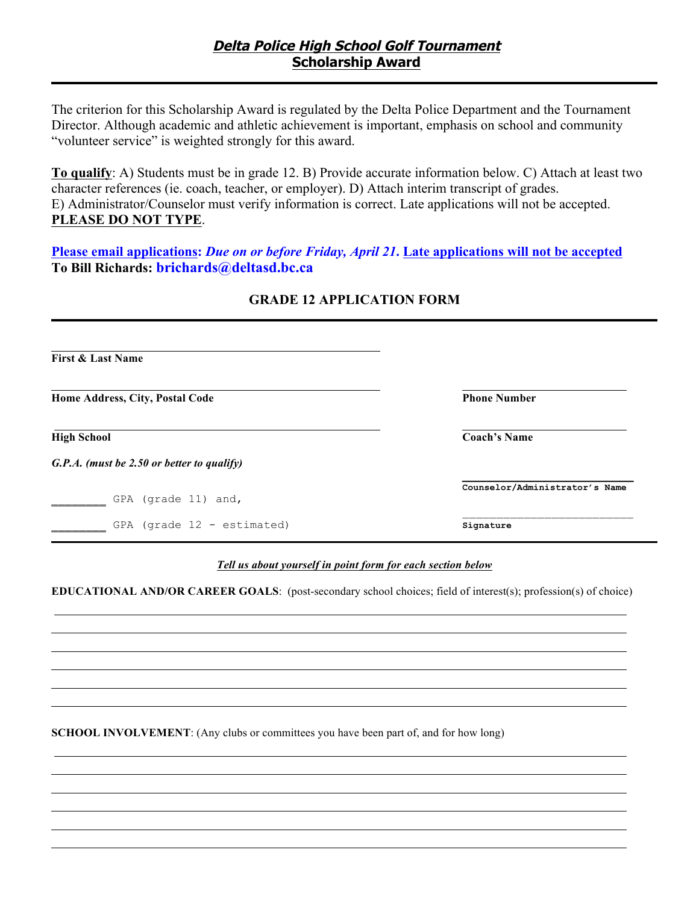# ***Delta Police High School Golf Tournament***
## Scholarship Award

The criterion for this Scholarship Award is regulated by the Delta Police Department and the Tournament Director. Although academic and athletic achievement is important, emphasis on school and community "volunteer service" is weighted strongly for this award.

**To qualify**: A) Students must be in grade 12. B) Provide accurate information below. C) Attach at least two character references (ie. coach, teacher, or employer). D) Attach interim transcript of grades. E) Administrator/Counselor must verify information is correct. Late applications will not be accepted. **PLEASE DO NOT TYPE**.

**Please email applications:** ***Due on or before Friday, April 21*****. Late applications will not be accepted**
**To Bill Richards: brichards@deltasd.bc.ca**

### GRADE 12 APPLICATION FORM

______________________________
**First & Last Name**

______________________________ ______________________
**Home Address, City, Postal Code** **Phone Number**

______________________________ ______________________
**High School** **Coach's Name**

***G.P.A. (must be 2.50 or better to qualify)***

______________________
**Counselor/Administrator's Name**

________ GPA (grade 11) and,

________ GPA (grade 12 - estimated)

______________________
**Signature**

***Tell us about yourself in point form for each section below***

**EDUCATIONAL AND/OR CAREER GOALS**: (post-secondary school choices; field of interest(s); profession(s) of choice)

______________________________________________________________________
______________________________________________________________________
______________________________________________________________________
______________________________________________________________________
______________________________________________________________________
______________________________________________________________________

**SCHOOL INVOLVEMENT**: (Any clubs or committees you have been part of, and for how long)

______________________________________________________________________
______________________________________________________________________
______________________________________________________________________
______________________________________________________________________
______________________________________________________________________
______________________________________________________________________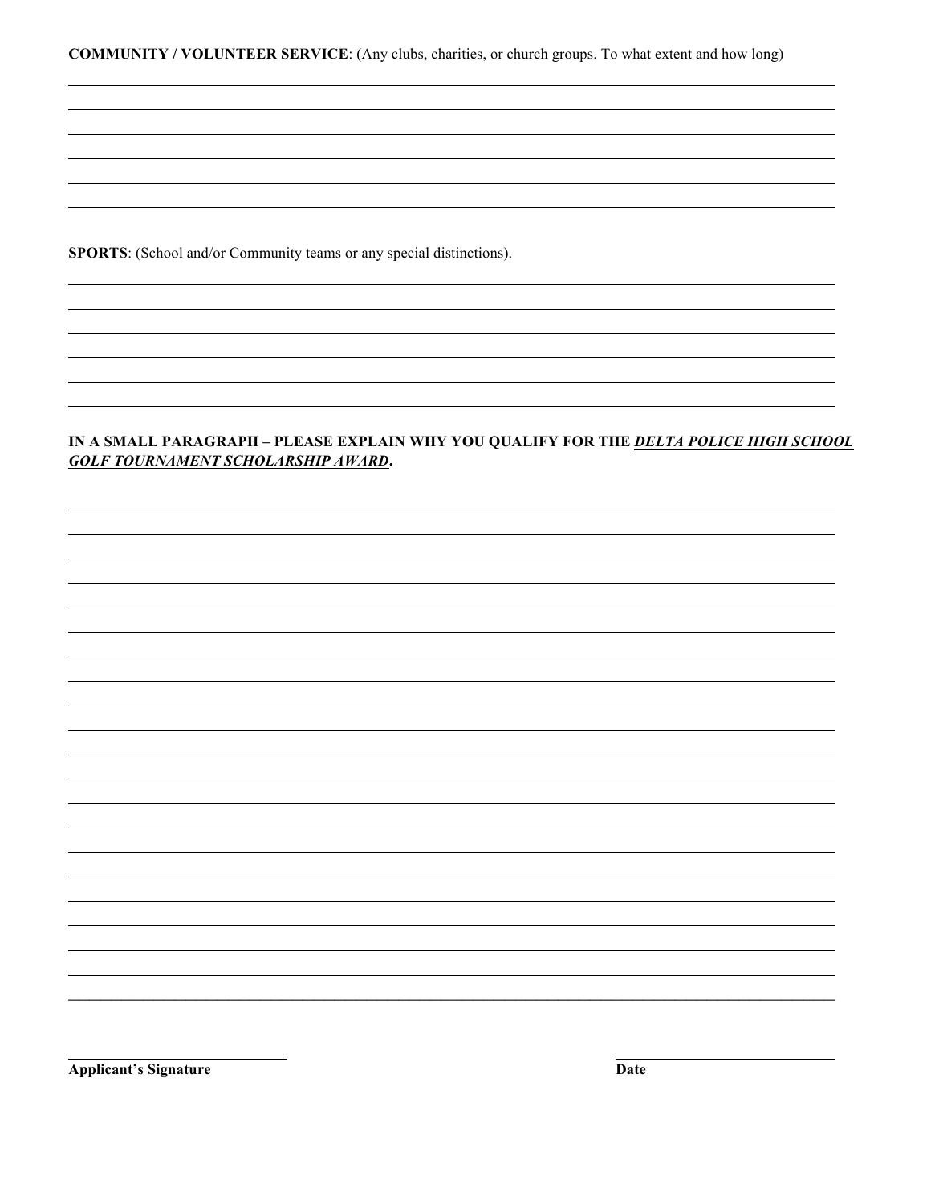**COMMUNITY / VOLUNTEER SERVICE**: (Any clubs, charities, or church groups. To what extent and how long)

______________________________________________________________________________

______________________________________________________________________________

______________________________________________________________________________

______________________________________________________________________________

______________________________________________________________________________

______________________________________________________________________________

**SPORTS**: (School and/or Community teams or any special distinctions).

______________________________________________________________________________

______________________________________________________________________________

______________________________________________________________________________

______________________________________________________________________________

______________________________________________________________________________

**IN A SMALL PARAGRAPH – PLEASE EXPLAIN WHY YOU QUALIFY FOR THE <u>*DELTA POLICE HIGH SCHOOL GOLF TOURNAMENT SCHOLARSHIP AWARD*</u>.**

______________________________________________________________________________

______________________________________________________________________________

______________________________________________________________________________

______________________________________________________________________________

______________________________________________________________________________

______________________________________________________________________________

______________________________________________________________________________

______________________________________________________________________________

______________________________________________________________________________

______________________________________________________________________________

______________________________________________________________________________

______________________________________________________________________________

______________________________________________________________________________

______________________________________________________________________________

______________________________________________________________________________

______________________________________________________________________________

______________________________________________________________________________

______________________________________________________________________________

______________________________________________________________________________

______________________________________________________________________________

______________________________ ______________________________

**Applicant's Signature** **Date**